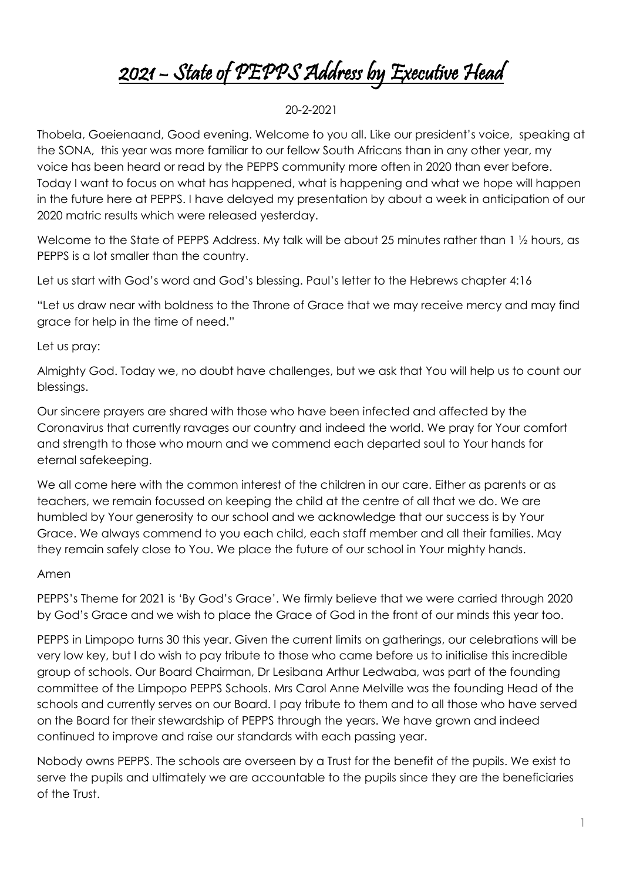# 2021 – State of PEPPS Address by Executive Head

20-2-2021

Thobela, Goeienaand, Good evening. Welcome to you all. Like our president's voice, speaking at the SONA, this year was more familiar to our fellow South Africans than in any other year, my voice has been heard or read by the PEPPS community more often in 2020 than ever before. Today I want to focus on what has happened, what is happening and what we hope will happen in the future here at PEPPS. I have delayed my presentation by about a week in anticipation of our 2020 matric results which were released yesterday.

Welcome to the State of PEPPS Address. My talk will be about 25 minutes rather than 1 ½ hours, as PEPPS is a lot smaller than the country.

Let us start with God's word and God's blessing. Paul's letter to the Hebrews chapter 4:16

"Let us draw near with boldness to the Throne of Grace that we may receive mercy and may find grace for help in the time of need."

Let us pray:

Almighty God. Today we, no doubt have challenges, but we ask that You will help us to count our blessings.

Our sincere prayers are shared with those who have been infected and affected by the Coronavirus that currently ravages our country and indeed the world. We pray for Your comfort and strength to those who mourn and we commend each departed soul to Your hands for eternal safekeeping.

We all come here with the common interest of the children in our care. Either as parents or as teachers, we remain focussed on keeping the child at the centre of all that we do. We are humbled by Your generosity to our school and we acknowledge that our success is by Your Grace. We always commend to you each child, each staff member and all their families. May they remain safely close to You. We place the future of our school in Your mighty hands.

Amen

PEPPS's Theme for 2021 is 'By God's Grace'. We firmly believe that we were carried through 2020 by God's Grace and we wish to place the Grace of God in the front of our minds this year too.

PEPPS in Limpopo turns 30 this year. Given the current limits on gatherings, our celebrations will be very low key, but I do wish to pay tribute to those who came before us to initialise this incredible group of schools. Our Board Chairman, Dr Lesibana Arthur Ledwaba, was part of the founding committee of the Limpopo PEPPS Schools. Mrs Carol Anne Melville was the founding Head of the schools and currently serves on our Board. I pay tribute to them and to all those who have served on the Board for their stewardship of PEPPS through the years. We have grown and indeed continued to improve and raise our standards with each passing year.

Nobody owns PEPPS. The schools are overseen by a Trust for the benefit of the pupils. We exist to serve the pupils and ultimately we are accountable to the pupils since they are the beneficiaries of the Trust.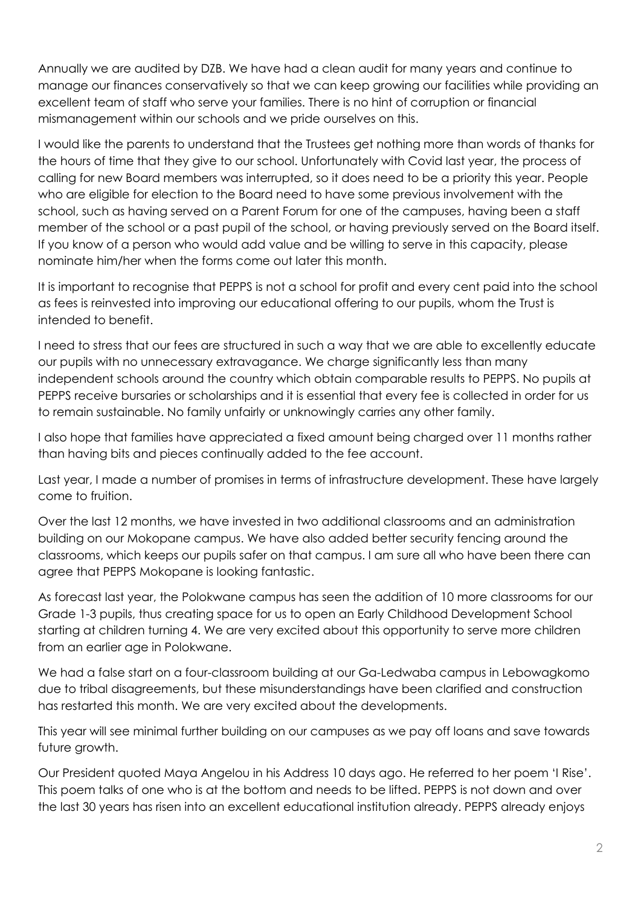Annually we are audited by DZB. We have had a clean audit for many years and continue to manage our finances conservatively so that we can keep growing our facilities while providing an excellent team of staff who serve your families. There is no hint of corruption or financial mismanagement within our schools and we pride ourselves on this.

I would like the parents to understand that the Trustees get nothing more than words of thanks for the hours of time that they give to our school. Unfortunately with Covid last year, the process of calling for new Board members was interrupted, so it does need to be a priority this year. People who are eligible for election to the Board need to have some previous involvement with the school, such as having served on a Parent Forum for one of the campuses, having been a staff member of the school or a past pupil of the school, or having previously served on the Board itself. If you know of a person who would add value and be willing to serve in this capacity, please nominate him/her when the forms come out later this month.

It is important to recognise that PEPPS is not a school for profit and every cent paid into the school as fees is reinvested into improving our educational offering to our pupils, whom the Trust is intended to benefit.

I need to stress that our fees are structured in such a way that we are able to excellently educate our pupils with no unnecessary extravagance. We charge significantly less than many independent schools around the country which obtain comparable results to PEPPS. No pupils at PEPPS receive bursaries or scholarships and it is essential that every fee is collected in order for us to remain sustainable. No family unfairly or unknowingly carries any other family.

I also hope that families have appreciated a fixed amount being charged over 11 months rather than having bits and pieces continually added to the fee account.

Last year, I made a number of promises in terms of infrastructure development. These have largely come to fruition.

Over the last 12 months, we have invested in two additional classrooms and an administration building on our Mokopane campus. We have also added better security fencing around the classrooms, which keeps our pupils safer on that campus. I am sure all who have been there can agree that PEPPS Mokopane is looking fantastic.

As forecast last year, the Polokwane campus has seen the addition of 10 more classrooms for our Grade 1-3 pupils, thus creating space for us to open an Early Childhood Development School starting at children turning 4. We are very excited about this opportunity to serve more children from an earlier age in Polokwane.

We had a false start on a four-classroom building at our Ga-Ledwaba campus in Lebowagkomo due to tribal disagreements, but these misunderstandings have been clarified and construction has restarted this month. We are very excited about the developments.

This year will see minimal further building on our campuses as we pay off loans and save towards future growth.

Our President quoted Maya Angelou in his Address 10 days ago. He referred to her poem 'I Rise'. This poem talks of one who is at the bottom and needs to be lifted. PEPPS is not down and over the last 30 years has risen into an excellent educational institution already. PEPPS already enjoys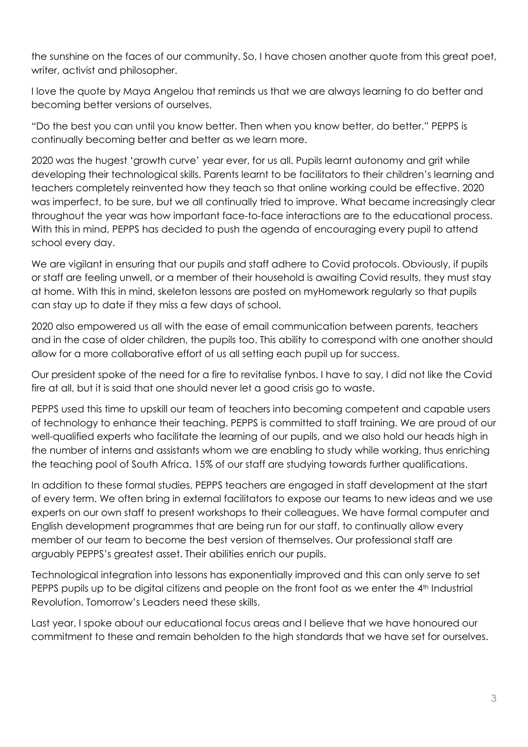the sunshine on the faces of our community. So, I have chosen another quote from this great poet, writer, activist and philosopher.

I love the quote by Maya Angelou that reminds us that we are always learning to do better and becoming better versions of ourselves.

"Do the best you can until you know better. Then when you know better, do better." PEPPS is continually becoming better and better as we learn more.

2020 was the hugest 'growth curve' year ever, for us all. Pupils learnt autonomy and grit while developing their technological skills. Parents learnt to be facilitators to their children's learning and teachers completely reinvented how they teach so that online working could be effective. 2020 was imperfect, to be sure, but we all continually tried to improve. What became increasingly clear throughout the year was how important face-to-face interactions are to the educational process. With this in mind, PEPPS has decided to push the agenda of encouraging every pupil to attend school every day.

We are vigilant in ensuring that our pupils and staff adhere to Covid protocols. Obviously, if pupils or staff are feeling unwell, or a member of their household is awaiting Covid results, they must stay at home. With this in mind, skeleton lessons are posted on myHomework regularly so that pupils can stay up to date if they miss a few days of school.

2020 also empowered us all with the ease of email communication between parents, teachers and in the case of older children, the pupils too. This ability to correspond with one another should allow for a more collaborative effort of us all setting each pupil up for success.

Our president spoke of the need for a fire to revitalise fynbos. I have to say, I did not like the Covid fire at all, but it is said that one should never let a good crisis go to waste.

PEPPS used this time to upskill our team of teachers into becoming competent and capable users of technology to enhance their teaching. PEPPS is committed to staff training. We are proud of our well-qualified experts who facilitate the learning of our pupils, and we also hold our heads high in the number of interns and assistants whom we are enabling to study while working, thus enriching the teaching pool of South Africa. 15% of our staff are studying towards further qualifications.

In addition to these formal studies, PEPPS teachers are engaged in staff development at the start of every term. We often bring in external facilitators to expose our teams to new ideas and we use experts on our own staff to present workshops to their colleagues. We have formal computer and English development programmes that are being run for our staff, to continually allow every member of our team to become the best version of themselves. Our professional staff are arguably PEPPS's greatest asset. Their abilities enrich our pupils.

Technological integration into lessons has exponentially improved and this can only serve to set PEPPS pupils up to be digital citizens and people on the front foot as we enter the 4th Industrial Revolution. Tomorrow's Leaders need these skills.

Last year, I spoke about our educational focus areas and I believe that we have honoured our commitment to these and remain beholden to the high standards that we have set for ourselves.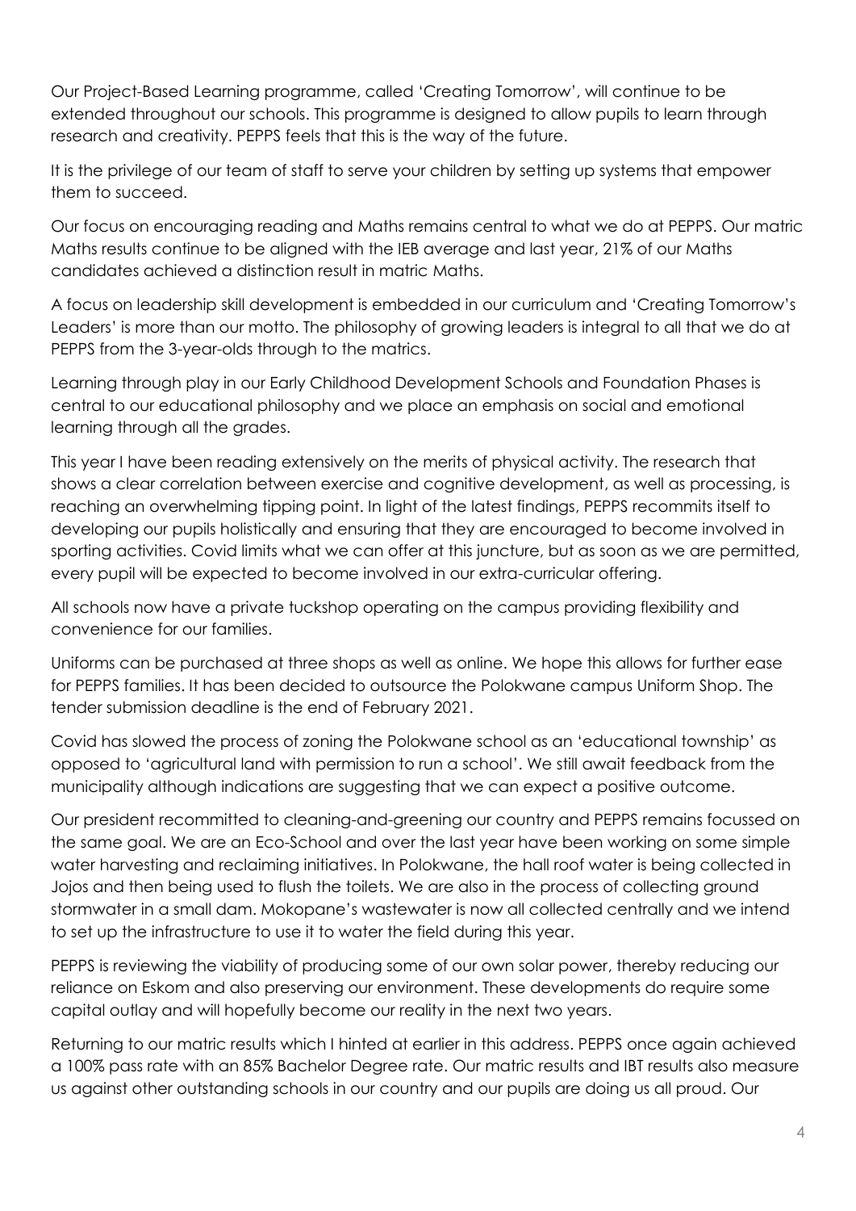Our Project-Based Learning programme, called 'Creating Tomorrow', will continue to be extended throughout our schools. This programme is designed to allow pupils to learn through research and creativity. PEPPS feels that this is the way of the future.

It is the privilege of our team of staff to serve your children by setting up systems that empower them to succeed.

Our focus on encouraging reading and Maths remains central to what we do at PEPPS. Our matric Maths results continue to be aligned with the IEB average and last year, 21% of our Maths candidates achieved a distinction result in matric Maths.

A focus on leadership skill development is embedded in our curriculum and 'Creating Tomorrow's Leaders' is more than our motto. The philosophy of growing leaders is integral to all that we do at PEPPS from the 3-year-olds through to the matrics.

Learning through play in our Early Childhood Development Schools and Foundation Phases is central to our educational philosophy and we place an emphasis on social and emotional learning through all the grades.

This year I have been reading extensively on the merits of physical activity. The research that shows a clear correlation between exercise and cognitive development, as well as processing, is reaching an overwhelming tipping point. In light of the latest findings, PEPPS recommits itself to developing our pupils holistically and ensuring that they are encouraged to become involved in sporting activities. Covid limits what we can offer at this juncture, but as soon as we are permitted, every pupil will be expected to become involved in our extra-curricular offering.

All schools now have a private tuckshop operating on the campus providing flexibility and convenience for our families.

Uniforms can be purchased at three shops as well as online. We hope this allows for further ease for PEPPS families. It has been decided to outsource the Polokwane campus Uniform Shop. The tender submission deadline is the end of February 2021.

Covid has slowed the process of zoning the Polokwane school as an 'educational township' as opposed to 'agricultural land with permission to run a school'. We still await feedback from the municipality although indications are suggesting that we can expect a positive outcome.

Our president recommitted to cleaning-and-greening our country and PEPPS remains focussed on the same goal. We are an Eco-School and over the last year have been working on some simple water harvesting and reclaiming initiatives. In Polokwane, the hall roof water is being collected in Jojos and then being used to flush the toilets. We are also in the process of collecting ground stormwater in a small dam. Mokopane's wastewater is now all collected centrally and we intend to set up the infrastructure to use it to water the field during this year.

PEPPS is reviewing the viability of producing some of our own solar power, thereby reducing our reliance on Eskom and also preserving our environment. These developments do require some capital outlay and will hopefully become our reality in the next two years.

Returning to our matric results which I hinted at earlier in this address. PEPPS once again achieved a 100% pass rate with an 85% Bachelor Degree rate. Our matric results and IBT results also measure us against other outstanding schools in our country and our pupils are doing us all proud. Our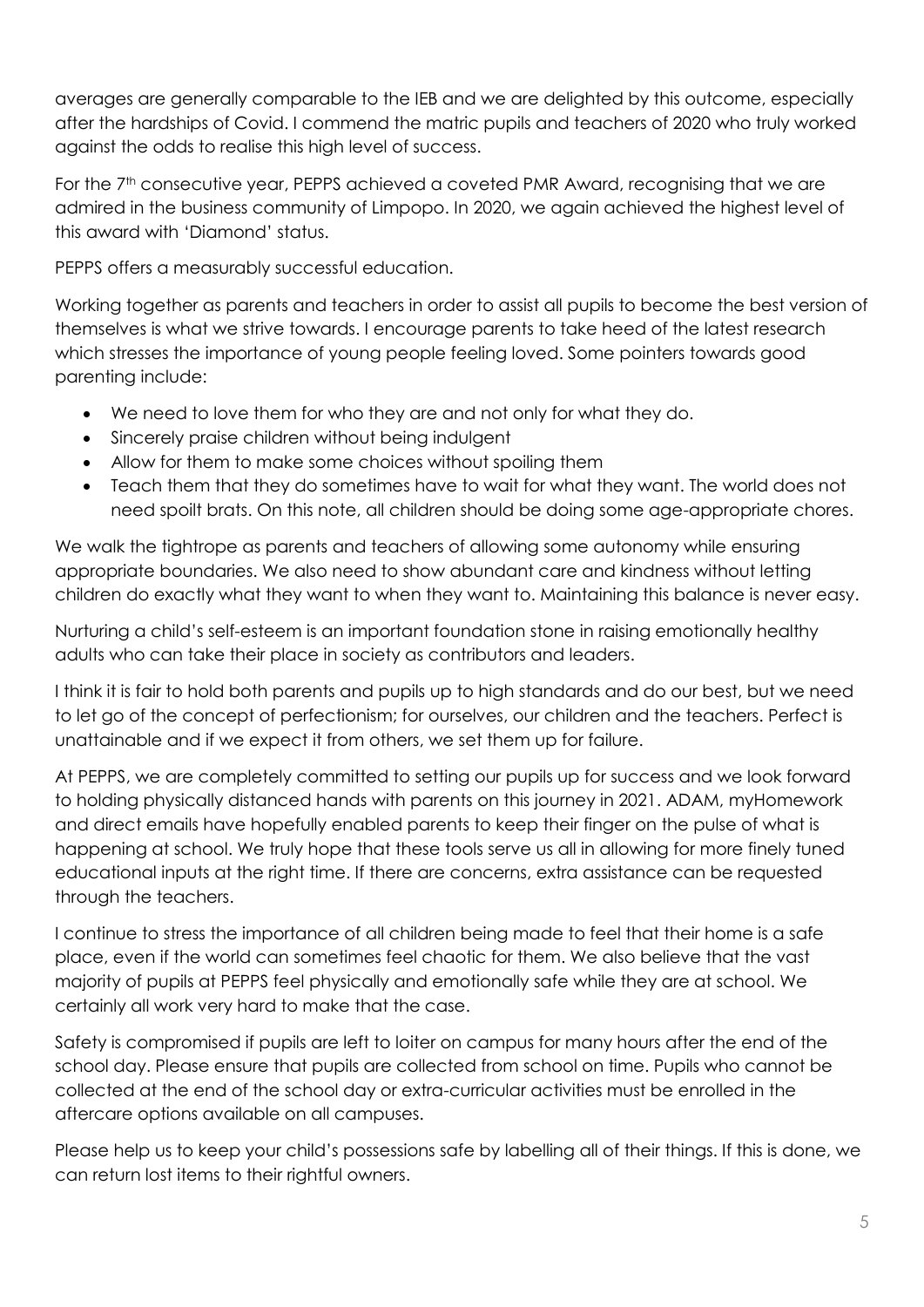averages are generally comparable to the IEB and we are delighted by this outcome, especially after the hardships of Covid. I commend the matric pupils and teachers of 2020 who truly worked against the odds to realise this high level of success.

For the 7th consecutive year, PEPPS achieved a coveted PMR Award, recognising that we are admired in the business community of Limpopo. In 2020, we again achieved the highest level of this award with 'Diamond' status.

PEPPS offers a measurably successful education.

Working together as parents and teachers in order to assist all pupils to become the best version of themselves is what we strive towards. I encourage parents to take heed of the latest research which stresses the importance of young people feeling loved. Some pointers towards good parenting include:

- We need to love them for who they are and not only for what they do.
- Sincerely praise children without being indulgent
- Allow for them to make some choices without spoiling them
- Teach them that they do sometimes have to wait for what they want. The world does not need spoilt brats. On this note, all children should be doing some age-appropriate chores.

We walk the tightrope as parents and teachers of allowing some autonomy while ensuring appropriate boundaries. We also need to show abundant care and kindness without letting children do exactly what they want to when they want to. Maintaining this balance is never easy.

Nurturing a child's self-esteem is an important foundation stone in raising emotionally healthy adults who can take their place in society as contributors and leaders.

I think it is fair to hold both parents and pupils up to high standards and do our best, but we need to let go of the concept of perfectionism; for ourselves, our children and the teachers. Perfect is unattainable and if we expect it from others, we set them up for failure.

At PEPPS, we are completely committed to setting our pupils up for success and we look forward to holding physically distanced hands with parents on this journey in 2021. ADAM, myHomework and direct emails have hopefully enabled parents to keep their finger on the pulse of what is happening at school. We truly hope that these tools serve us all in allowing for more finely tuned educational inputs at the right time. If there are concerns, extra assistance can be requested through the teachers.

I continue to stress the importance of all children being made to feel that their home is a safe place, even if the world can sometimes feel chaotic for them. We also believe that the vast majority of pupils at PEPPS feel physically and emotionally safe while they are at school. We certainly all work very hard to make that the case.

Safety is compromised if pupils are left to loiter on campus for many hours after the end of the school day. Please ensure that pupils are collected from school on time. Pupils who cannot be collected at the end of the school day or extra-curricular activities must be enrolled in the aftercare options available on all campuses.

Please help us to keep your child's possessions safe by labelling all of their things. If this is done, we can return lost items to their rightful owners.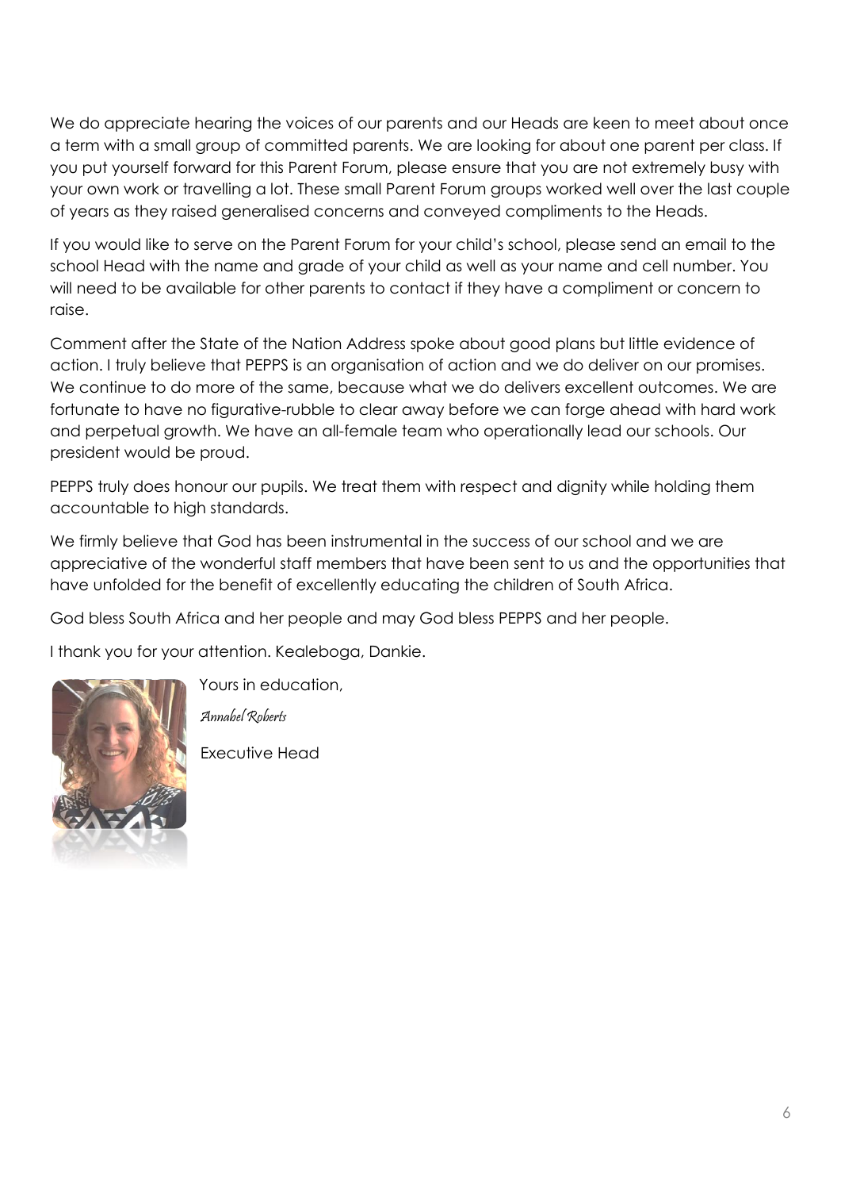We do appreciate hearing the voices of our parents and our Heads are keen to meet about once a term with a small group of committed parents. We are looking for about one parent per class. If you put yourself forward for this Parent Forum, please ensure that you are not extremely busy with your own work or travelling a lot. These small Parent Forum groups worked well over the last couple of years as they raised generalised concerns and conveyed compliments to the Heads.

If you would like to serve on the Parent Forum for your child's school, please send an email to the school Head with the name and grade of your child as well as your name and cell number. You will need to be available for other parents to contact if they have a compliment or concern to raise.

Comment after the State of the Nation Address spoke about good plans but little evidence of action. I truly believe that PEPPS is an organisation of action and we do deliver on our promises. We continue to do more of the same, because what we do delivers excellent outcomes. We are fortunate to have no figurative-rubble to clear away before we can forge ahead with hard work and perpetual growth. We have an all-female team who operationally lead our schools. Our president would be proud.

PEPPS truly does honour our pupils. We treat them with respect and dignity while holding them accountable to high standards.

We firmly believe that God has been instrumental in the success of our school and we are appreciative of the wonderful staff members that have been sent to us and the opportunities that have unfolded for the benefit of excellently educating the children of South Africa.

God bless South Africa and her people and may God bless PEPPS and her people.

I thank you for your attention. Kealeboga, Dankie.

Yours in education,

*Annabel Roberts*

Executive Head